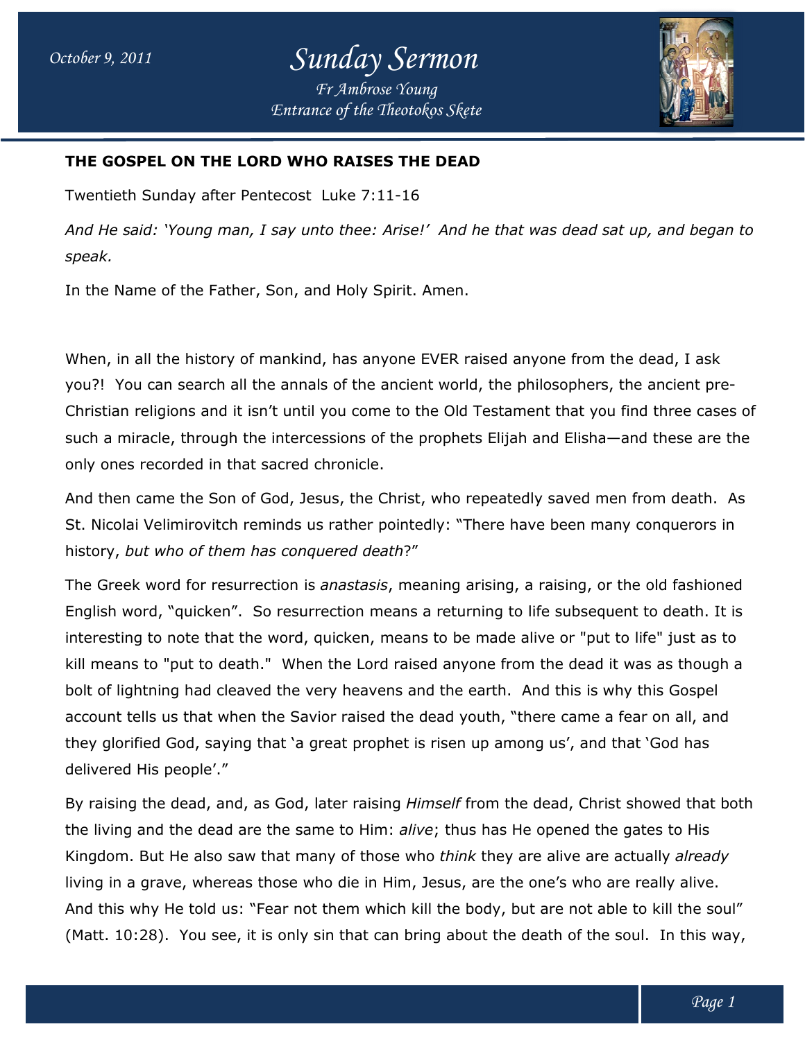# THE GOSPEL ON THE LORD WHO RAISES THE DEAD

Twentieth Sunday after Pentecost Luke 7:11-16

*And He said: 'Young man, I say unto thee: Arise!' And he that was dead sat up, and began to speak.*

In the Name of the Father, Son, and Holy Spirit. Amen.

When, in all the history of mankind, has anyone EVER raised anyone from the dead, I ask you?! You can search all the annals of the ancient world, the philosophers, the ancient pre-Christian religions and it isn't until you come to the Old Testament that you find three cases of such a miracle, through the intercessions of the prophets Elijah and Elisha—and these are the only ones recorded in that sacred chronicle.

And then came the Son of God, Jesus, the Christ, who repeatedly saved men from death. As St. Nicolai Velimirovitch reminds us rather pointedly: "There have been many conquerors in history, *but who of them has conquered death*?"

The Greek word for resurrection is *anastasis*, meaning arising, a raising, or the old fashioned English word, "quicken". So resurrection means a returning to life subsequent to death. It is interesting to note that the word, quicken, means to be made alive or "put to life" just as to kill means to "put to death." When the Lord raised anyone from the dead it was as though a bolt of lightning had cleaved the very heavens and the earth. And this is why this Gospel account tells us that when the Savior raised the dead youth, "there came a fear on all, and they glorified God, saying that 'a great prophet is risen up among us', and that 'God has delivered His people'."

By raising the dead, and, as God, later raising *Himself* from the dead, Christ showed that both the living and the dead are the same to Him: *alive*; thus has He opened the gates to His Kingdom. But He also saw that many of those who *think* they are alive are actually *already* living in a grave, whereas those who die in Him, Jesus, are the one's who are really alive. And this why He told us: "Fear not them which kill the body, but are not able to kill the soul" (Matt. 10:28). You see, it is only sin that can bring about the death of the soul. In this way,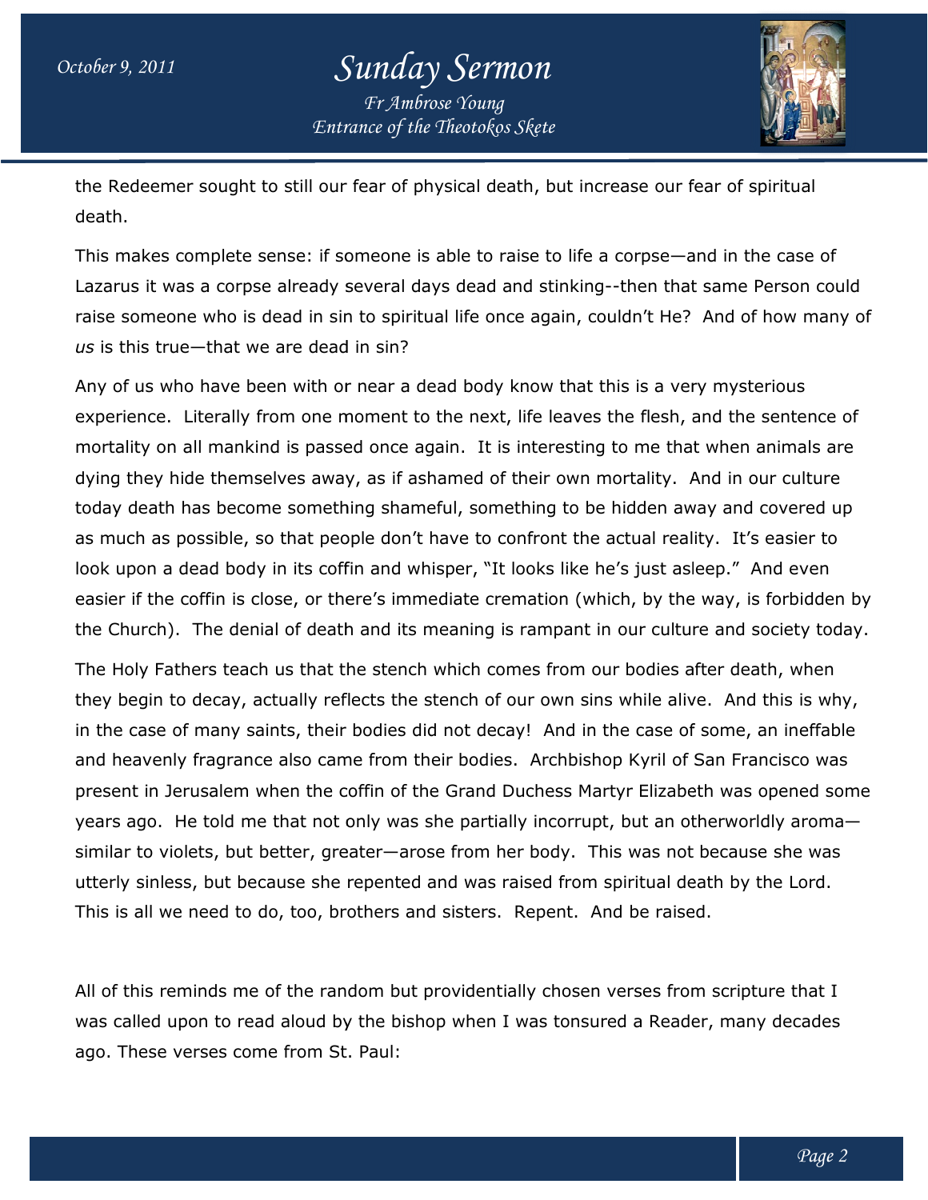the Redeemer sought to still our fear of physical death, but increase our fear of spiritual death.

This makes complete sense: if someone is able to raise to life a corpse—and in the case of Lazarus it was a corpse already several days dead and stinking--then that same Person could raise someone who is dead in sin to spiritual life once again, couldn't He? And of how many of *us* is this true—that we are dead in sin?

Any of us who have been with or near a dead body know that this is a very mysterious experience. Literally from one moment to the next, life leaves the flesh, and the sentence of mortality on all mankind is passed once again. It is interesting to me that when animals are dying they hide themselves away, as if ashamed of their own mortality. And in our culture today death has become something shameful, something to be hidden away and covered up as much as possible, so that people don't have to confront the actual reality. It's easier to look upon a dead body in its coffin and whisper, "It looks like he's just asleep." And even easier if the coffin is close, or there's immediate cremation (which, by the way, is forbidden by the Church). The denial of death and its meaning is rampant in our culture and society today.

The Holy Fathers teach us that the stench which comes from our bodies after death, when they begin to decay, actually reflects the stench of our own sins while alive. And this is why, in the case of many saints, their bodies did not decay! And in the case of some, an ineffable and heavenly fragrance also came from their bodies. Archbishop Kyril of San Francisco was present in Jerusalem when the coffin of the Grand Duchess Martyr Elizabeth was opened some years ago. He told me that not only was she partially incorrupt, but an otherworldly aroma—similar to violets, but better, greater—arose from her body. This was not because she was utterly sinless, but because she repented and was raised from spiritual death by the Lord. This is all we need to do, too, brothers and sisters. Repent. And be raised.

All of this reminds me of the random but providentially chosen verses from scripture that I was called upon to read aloud by the bishop when I was tonsured a Reader, many decades ago. These verses come from St. Paul: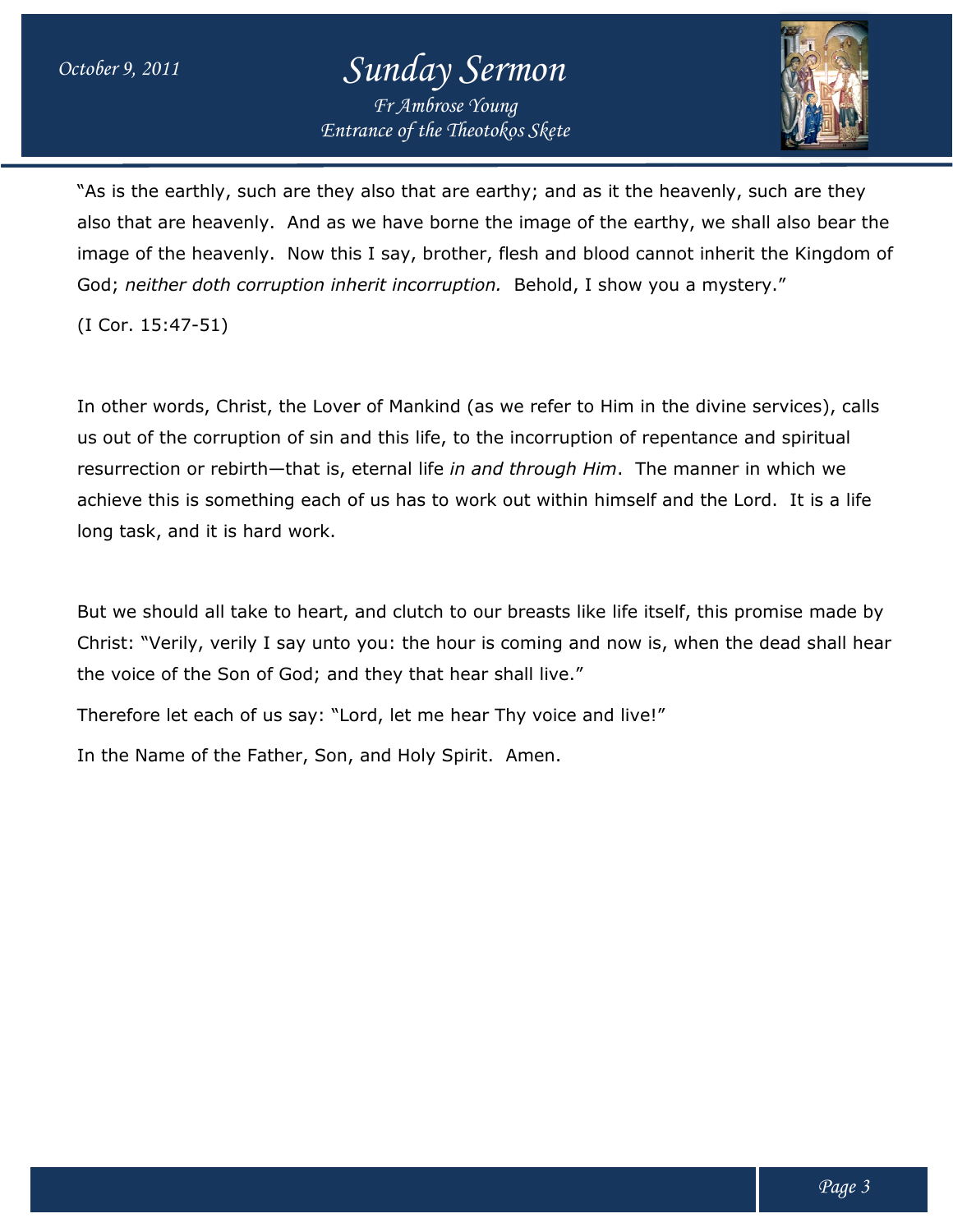"As is the earthly, such are they also that are earthy; and as it the heavenly, such are they also that are heavenly. And as we have borne the image of the earthy, we shall also bear the image of the heavenly. Now this I say, brother, flesh and blood cannot inherit the Kingdom of God; *neither doth corruption inherit incorruption.* Behold, I show you a mystery."

(I Cor. 15:47-51)

In other words, Christ, the Lover of Mankind (as we refer to Him in the divine services), calls us out of the corruption of sin and this life, to the incorruption of repentance and spiritual resurrection or rebirth—that is, eternal life *in and through Him*. The manner in which we achieve this is something each of us has to work out within himself and the Lord. It is a life long task, and it is hard work.

But we should all take to heart, and clutch to our breasts like life itself, this promise made by Christ: "Verily, verily I say unto you: the hour is coming and now is, when the dead shall hear the voice of the Son of God; and they that hear shall live."

Therefore let each of us say: "Lord, let me hear Thy voice and live!"

In the Name of the Father, Son, and Holy Spirit. Amen.